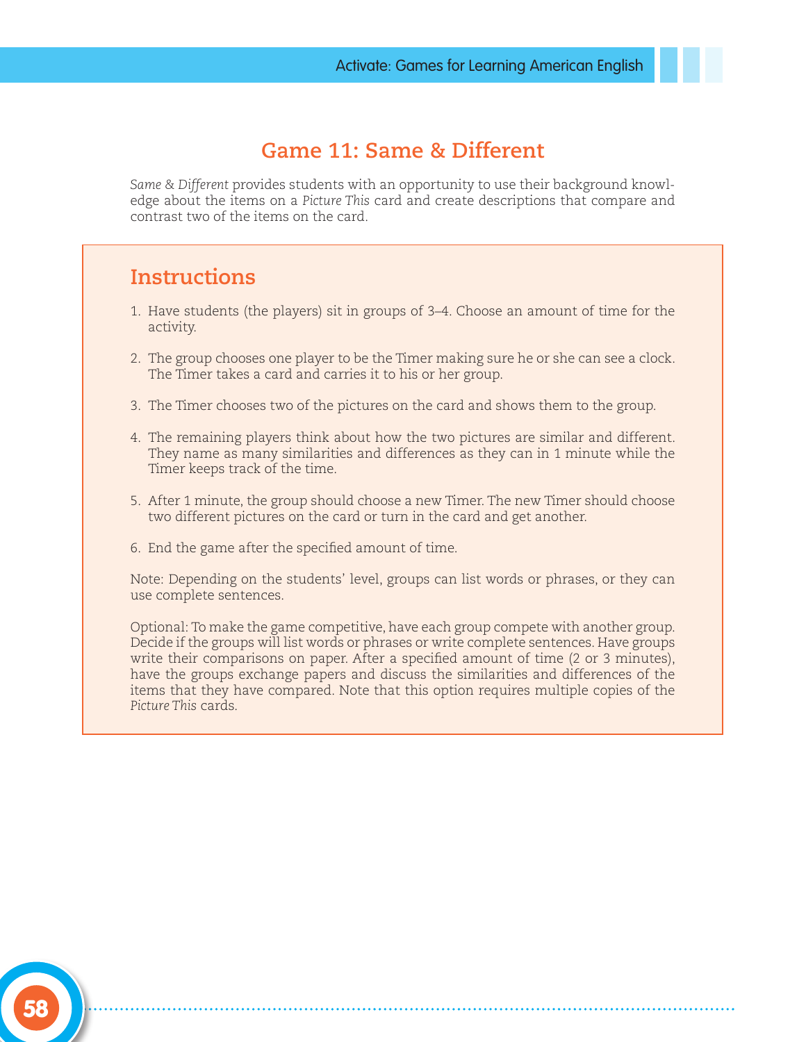# Game 11: Same & Different

*Same & Different* provides students with an opportunity to use their background knowledge about the items on a *Picture This* card and create descriptions that compare and contrast two of the items on the card.

## Instructions

1. Have students (the players) sit in groups of 3–4. Choose an amount of time for the activity.
2. The group chooses one player to be the Timer making sure he or she can see a clock. The Timer takes a card and carries it to his or her group.
3. The Timer chooses two of the pictures on the card and shows them to the group.
4. The remaining players think about how the two pictures are similar and different. They name as many similarities and differences as they can in 1 minute while the Timer keeps track of the time.
5. After 1 minute, the group should choose a new Timer. The new Timer should choose two different pictures on the card or turn in the card and get another.
6. End the game after the specified amount of time.

Note: Depending on the students' level, groups can list words or phrases, or they can use complete sentences.

Optional: To make the game competitive, have each group compete with another group. Decide if the groups will list words or phrases or write complete sentences. Have groups write their comparisons on paper. After a specified amount of time (2 or 3 minutes), have the groups exchange papers and discuss the similarities and differences of the items that they have compared. Note that this option requires multiple copies of the *Picture This* cards.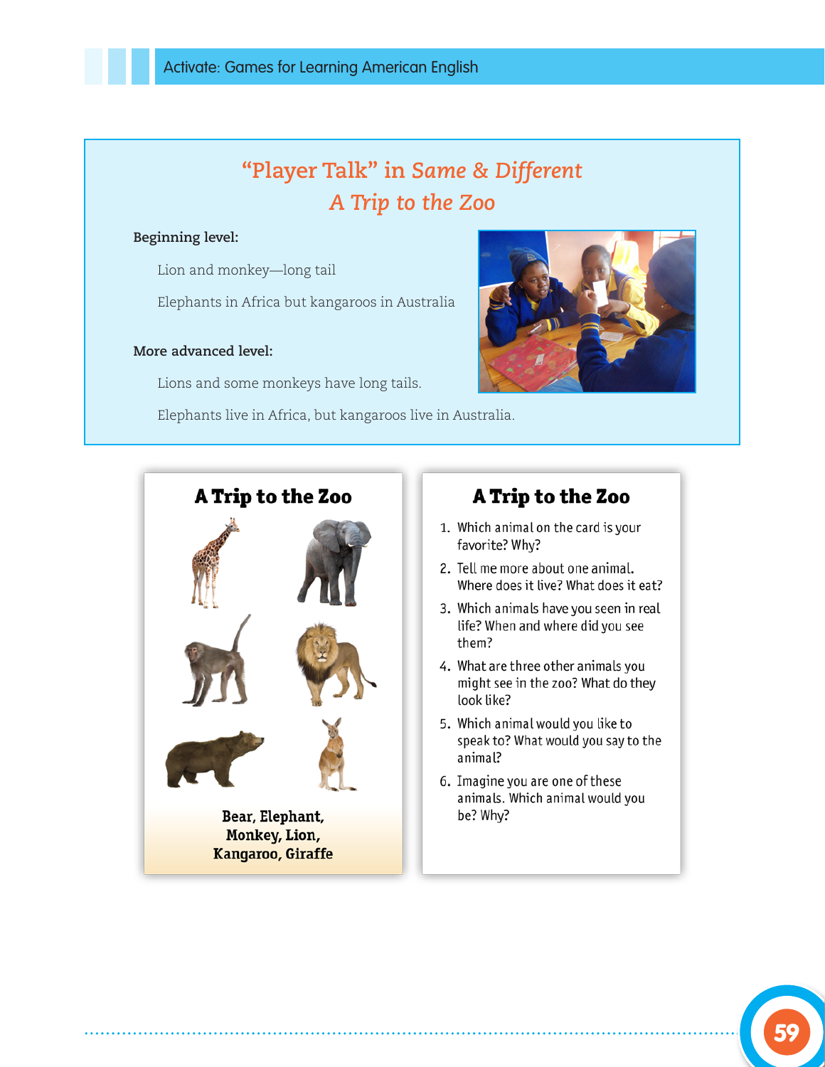## "Player Talk" in *Same & Different*
## *A Trip to the Zoo*

**Beginning level:**

Lion and monkey—long tail

Elephants in Africa but kangaroos in Australia

**More advanced level:**

Lions and some monkeys have long tails.

Elephants live in Africa, but kangaroos live in Australia.

### A Trip to the Zoo

**Bear, Elephant, Monkey, Lion, Kangaroo, Giraffe**

### A Trip to the Zoo

1. Which animal on the card is your favorite? Why?
2. Tell me more about one animal. Where does it live? What does it eat?
3. Which animals have you seen in real life? When and where did you see them?
4. What are three other animals you might see in the zoo? What do they look like?
5. Which animal would you like to speak to? What would you say to the animal?
6. Imagine you are one of these animals. Which animal would you be? Why?